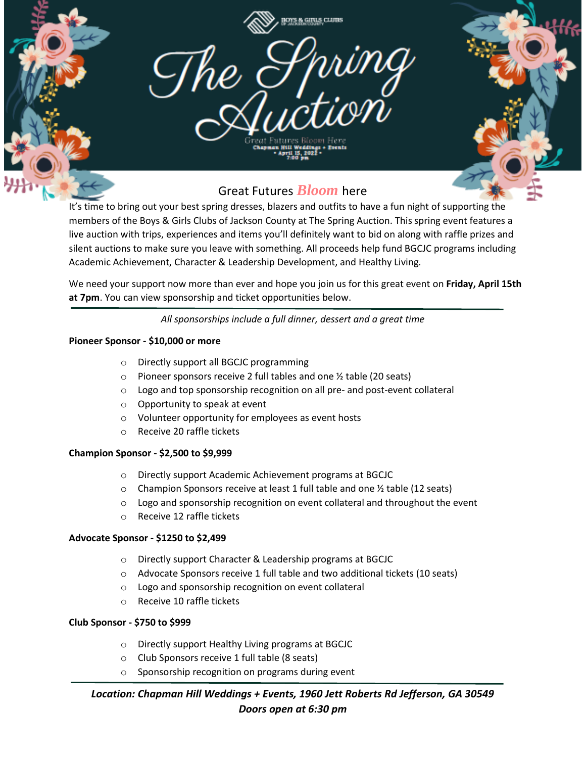BOYS & GIRLS CLUBS OF JACKSON COUNTY

# The Spring Auction

Great Futures Bloom Here
Chapman Hill Weddings + Events
• April 15, 2022 •
7:00 pm

## Great Futures *Bloom* here

It's time to bring out your best spring dresses, blazers and outfits to have a fun night of supporting the members of the Boys & Girls Clubs of Jackson County at The Spring Auction. This spring event features a live auction with trips, experiences and items you'll definitely want to bid on along with raffle prizes and silent auctions to make sure you leave with something. All proceeds help fund BGCJC programs including Academic Achievement, Character & Leadership Development, and Healthy Living.

We need your support now more than ever and hope you join us for this great event on **Friday, April 15th at 7pm**. You can view sponsorship and ticket opportunities below.

---

*All sponsorships include a full dinner, dessert and a great time*

**Pioneer Sponsor - $10,000 or more**

- Directly support all BGCJC programming
- Pioneer sponsors receive 2 full tables and one ½ table (20 seats)
- Logo and top sponsorship recognition on all pre- and post-event collateral
- Opportunity to speak at event
- Volunteer opportunity for employees as event hosts
- Receive 20 raffle tickets

**Champion Sponsor - $2,500 to $9,999**

- Directly support Academic Achievement programs at BGCJC
- Champion Sponsors receive at least 1 full table and one ½ table (12 seats)
- Logo and sponsorship recognition on event collateral and throughout the event
- Receive 12 raffle tickets

**Advocate Sponsor - $1250 to $2,499**

- Directly support Character & Leadership programs at BGCJC
- Advocate Sponsors receive 1 full table and two additional tickets (10 seats)
- Logo and sponsorship recognition on event collateral
- Receive 10 raffle tickets

**Club Sponsor - $750 to $999**

- Directly support Healthy Living programs at BGCJC
- Club Sponsors receive 1 full table (8 seats)
- Sponsorship recognition on programs during event

---

***Location: Chapman Hill Weddings + Events, 1960 Jett Roberts Rd Jefferson, GA 30549***
***Doors open at 6:30 pm***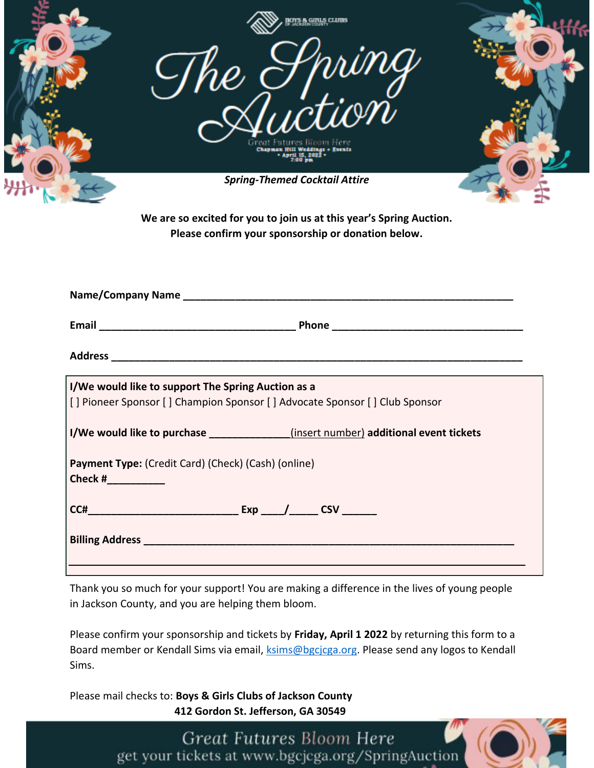BOYS & GIRLS CLUBS OF JACKSON COUNTY

# The Spring Auction

Great Futures Bloom Here
Chapman Hill Weddings + Events
• April 15, 2022 •
7:00 pm

*Spring-Themed Cocktail Attire*

**We are so excited for you to join us at this year's Spring Auction.**
**Please confirm your sponsorship or donation below.**

**Name/Company Name** ___________________________________________________________

**Email** __________________________________ **Phone** _________________________________

**Address** _______________________________________________________________________

**I/We would like to support The Spring Auction as a**
[ ] Pioneer Sponsor [ ] Champion Sponsor [ ] Advocate Sponsor [ ] Club Sponsor

**I/We would like to purchase** _____________(insert number) **additional event tickets**

**Payment Type:** (Credit Card) (Check) (Cash) (online)
**Check #**__________

**CC#**__________________________ **Exp** ____/_____ **CSV** ______

**Billing Address** ________________________________________________________________

_____________________________________________________________________________

Thank you so much for your support! You are making a difference in the lives of young people in Jackson County, and you are helping them bloom.

Please confirm your sponsorship and tickets by **Friday, April 1 2022** by returning this form to a Board member or Kendall Sims via email, ksims@bgcjcga.org. Please send any logos to Kendall Sims.

Please mail checks to: **Boys & Girls Clubs of Jackson County**
**412 Gordon St. Jefferson, GA 30549**

Great Futures Bloom Here
get your tickets at www.bgcjcga.org/SpringAuction